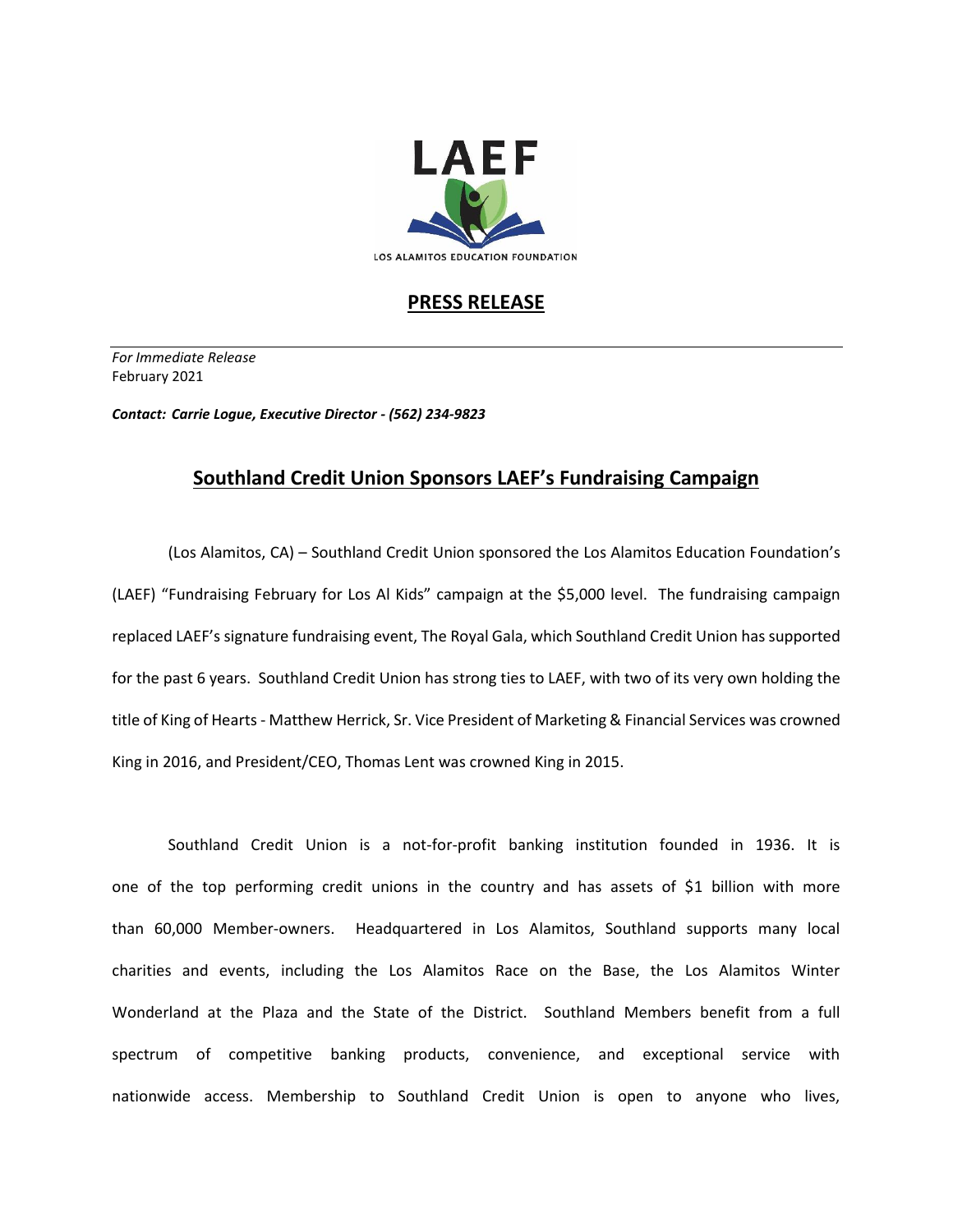LAEF

LOS ALAMITOS EDUCATION FOUNDATION

## PRESS RELEASE

---

*For Immediate Release*
February 2021

***Contact: Carrie Logue, Executive Director - (562) 234-9823***

# Southland Credit Union Sponsors LAEF's Fundraising Campaign

(Los Alamitos, CA) – Southland Credit Union sponsored the Los Alamitos Education Foundation's (LAEF) "Fundraising February for Los Al Kids" campaign at the $5,000 level. The fundraising campaign replaced LAEF's signature fundraising event, The Royal Gala, which Southland Credit Union has supported for the past 6 years. Southland Credit Union has strong ties to LAEF, with two of its very own holding the title of King of Hearts - Matthew Herrick, Sr. Vice President of Marketing & Financial Services was crowned King in 2016, and President/CEO, Thomas Lent was crowned King in 2015.

Southland Credit Union is a not-for-profit banking institution founded in 1936. It is one of the top performing credit unions in the country and has assets of $1 billion with more than 60,000 Member-owners. Headquartered in Los Alamitos, Southland supports many local charities and events, including the Los Alamitos Race on the Base, the Los Alamitos Winter Wonderland at the Plaza and the State of the District. Southland Members benefit from a full spectrum of competitive banking products, convenience, and exceptional service with nationwide access. Membership to Southland Credit Union is open to anyone who lives,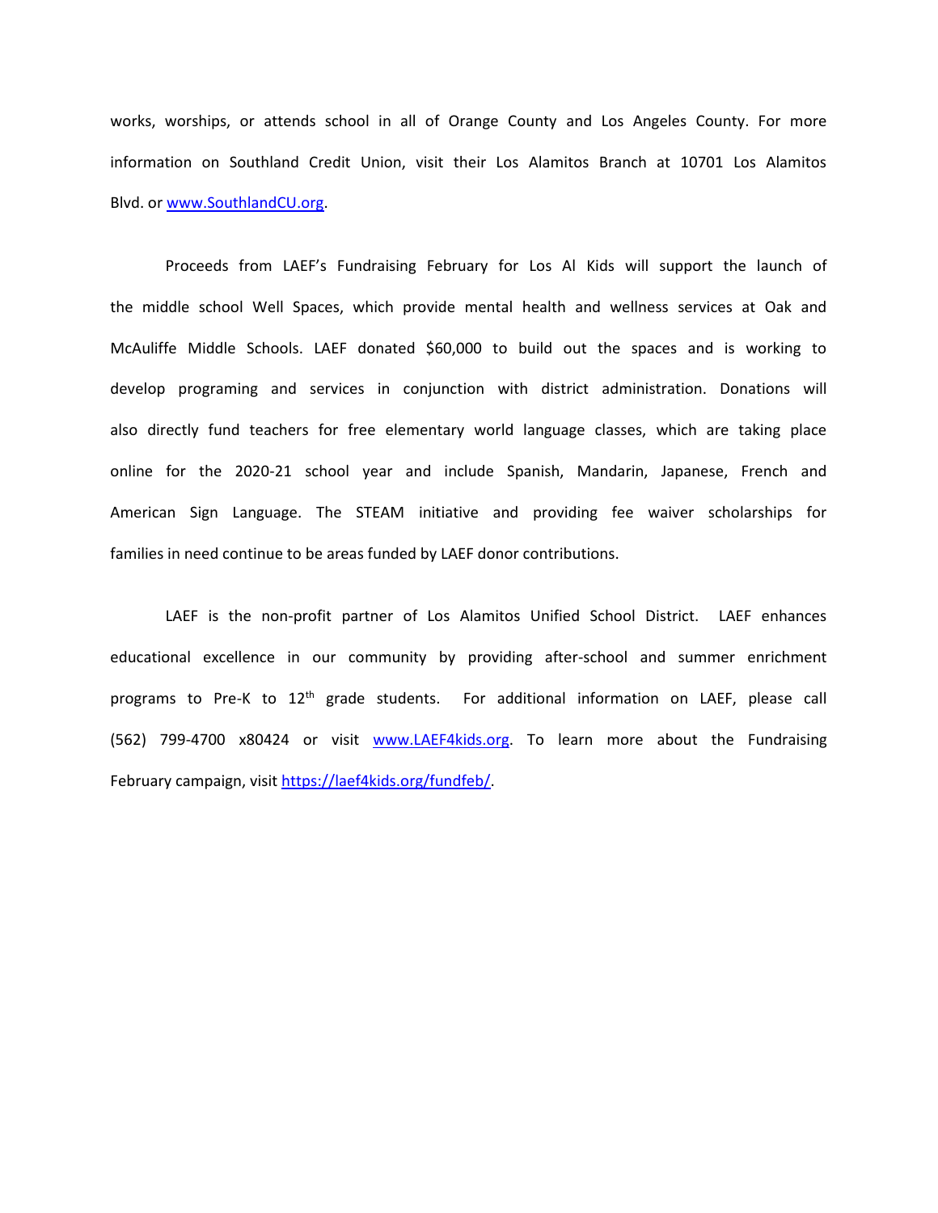works, worships, or attends school in all of Orange County and Los Angeles County. For more information on Southland Credit Union, visit their Los Alamitos Branch at 10701 Los Alamitos Blvd. or www.SouthlandCU.org.

Proceeds from LAEF's Fundraising February for Los Al Kids will support the launch of the middle school Well Spaces, which provide mental health and wellness services at Oak and McAuliffe Middle Schools. LAEF donated $60,000 to build out the spaces and is working to develop programing and services in conjunction with district administration. Donations will also directly fund teachers for free elementary world language classes, which are taking place online for the 2020-21 school year and include Spanish, Mandarin, Japanese, French and American Sign Language. The STEAM initiative and providing fee waiver scholarships for families in need continue to be areas funded by LAEF donor contributions.

LAEF is the non-profit partner of Los Alamitos Unified School District. LAEF enhances educational excellence in our community by providing after-school and summer enrichment programs to Pre-K to 12th grade students. For additional information on LAEF, please call (562) 799-4700 x80424 or visit www.LAEF4kids.org. To learn more about the Fundraising February campaign, visit https://laef4kids.org/fundfeb/.